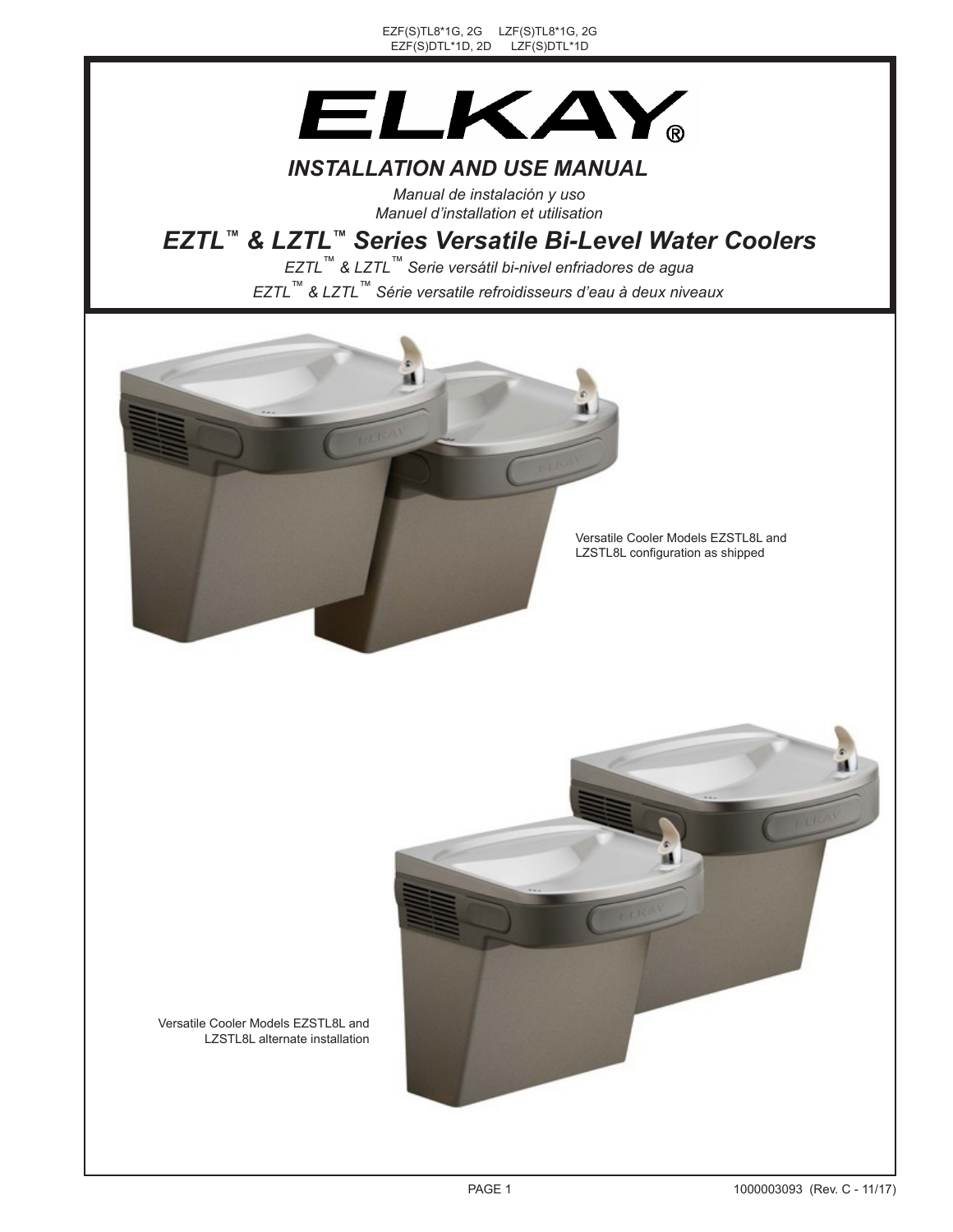EZF(S)TL8*1G, 2G LZF(S)TL8*1G, 2G
EZF(S)DTL*1D, 2D LZF(S)DTL*1D

# ELKAY®

## *INSTALLATION AND USE MANUAL*

*Manual de instalación y uso*
*Manuel d'installation et utilisation*

## *EZTL™ & LZTL™ Series Versatile Bi-Level Water Coolers*

*EZTL™ & LZTL™ Serie versátil bi-nivel enfriadores de agua*

*EZTL™ & LZTL™ Série versatile refroidisseurs d'eau à deux niveaux*

Versatile Cooler Models EZSTL8L and LZSTL8L configuration as shipped

Versatile Cooler Models EZSTL8L and LZSTL8L alternate installation

1000003093 (Rev. C - 11/17)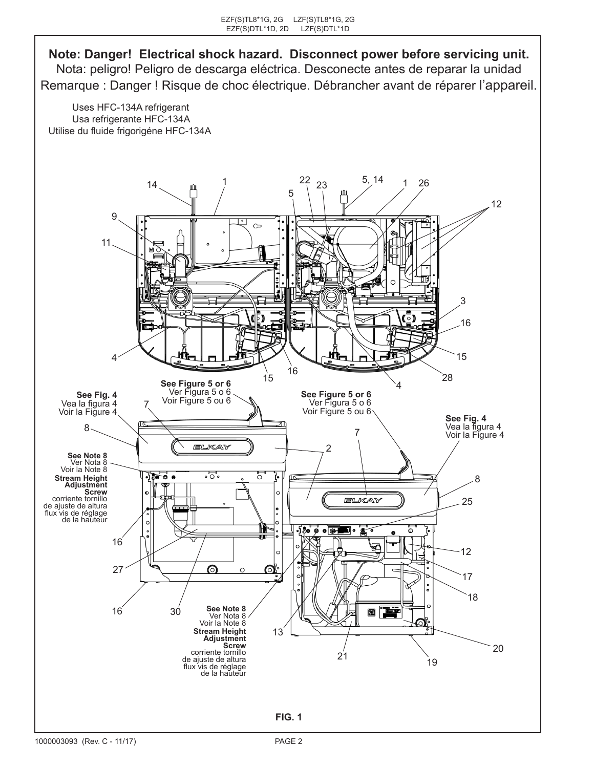**Note: Danger! Electrical shock hazard. Disconnect power before servicing unit.**

Nota: peligro! Peligro de descarga eléctrica. Desconecte antes de reparar la unidad

Remarque : Danger ! Risque de choc électrique. Débrancher avant de réparer l'appareil.

Uses HFC-134A refrigerant
Usa refrigerante HFC-134A
Utilise du fluide frigorigéne HFC-134A

**See Fig. 4**
Vea la figura 4
Voir la Figure 4

**See Figure 5 or 6**
Ver Figura 5 o 6
Voir Figure 5 ou 6

**See Note 8**
Ver Nota 8
Voir la Note 8

**Stream Height Adjustment Screw**
corriente tornillo de ajuste de altura
flux vis de réglage de la hauteur

**FIG. 1**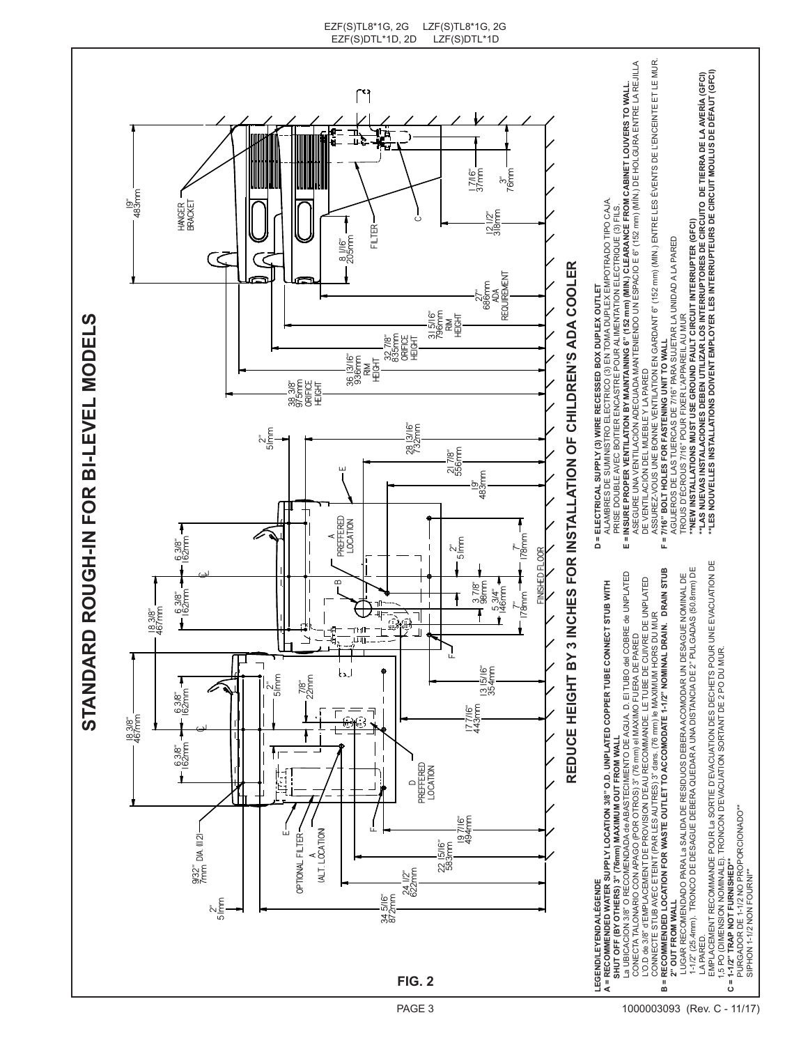EZF(S)TL8*1G, 2G LZF(S)TL8*1G, 2G
EZF(S)DTL*1D, 2D LZF(S)DTL*1D

# STANDARD ROUGH-IN FOR BI-LEVEL MODELS

## REDUCE HEIGHT BY 3 INCHES FOR INSTALLATION OF CHILDREN'S ADA COOLER

HANGER BRACKET
19" 483mm
8 11/16" 205mm
FILTER
C
1 7/16" 37mm
3" 76mm
12 1/2" 318mm
27" 686mm ADA REQUIREMENT
31 5/16" 796mm RIM HEIGHT
32 7/8" 835mm ORIFICE HEIGHT
36 13/16" 936mm RIM HEIGHT
38 3/8" 975mm ORIFICE HEIGHT
2" 51mm
28 13/16" 732mm
21 7/8" 556mm
19" 483mm
18 3/8" 467mm
6 3/8" 162mm
6 3/8" 162mm
E
A PREFFERED LOCATION
B
2" 51mm
3 7/8" 98mm
5 3/4" 146mm
7" 178mm
7" 178mm
FINISHED FLOOR
F
18 3/8" 467mm
6 3/8" 162mm
6 3/8" 162mm
2" 51mm
7/8" 22mm
13 15/16" 354mm
17 7/16" 443mm
D PREFFERED LOCATION
F
E
OPTIONAL FILTER
A (ALT. LOCATION
9/32" 7mm DIA. (1(2)
19 7/16" 494mm
22 15/16" 583mm
24 1/2" 622mm
34 5/16" 872mm
2" 51mm

**FIG. 2**

**LEGEND/LEYENDA/LÉGENDE**

**A = RECOMMENDED WATER SUPPLY LOCATION 3/8" O.D. UNPLATED COPPER TUBE CONNECT STUB WITH SHUT OFF (BY OTHERS) 3" (76mm) MAXIMUM OUT FROM WALL**
La UBICACION 3/8" O RECOMENDADA de ABASTECIMIENTO DE AGUA. D. El TUBO del COBRE de UNPLATED CONECTA TALONARIO CON APAGO (POR OTROS) 3" (76 mm) el MAXIMO FUERA DE PARED
L'O.D de 3/8" d'EMPLACEMENT DE PROVISION D'EAU RECOMMANDE. LE TUBE DE CUIVRE DE UNPLATED CONNECTE STUB AVEC ETEINT (PAR LES AUTRES) 3" dans. (76 mm) le MAXIMUM HORS DU MUR

**B = RECOMMENDED LOCATION FOR WASTE OUTLET TO ACCOMODATE 1-1/2" NOMINAL DRAIN. DRAIN STUB 2" OUT FROM WALL**
LUGAR RECOMENDADO PARA La SALIDA DE RESIDUOS DEBERÁ ACOMODAR UN DESAGUE NOMINAL DE 1-1/2" (25.4mm). TRONCO DE DESAGUE DEBERÁ QUEDAR A UNA DISTANCIA DE 2" PULGADAS (50.8mm) DE LA PARED.
EMPLACEMENT RECOMMANDÉ POUR La SORTIE D'ÉVACUATION DES DÉCHETS POUR UNE ÉVACUATION DE 1,5 PO (DIMENSION NOMINALE). TRONÇON D'ÉVACUATION SORTANT DE 2 PO DU MUR.

**C = 1-1/2" TRAP NOT FURNISHED\*\***
PURGADOR DE 1-1/2 NO PROPORCIONADO\*\*
SIPHON 1-1/2 NON FOURNI\*\*

**D = ELECTRICAL SUPPLY (3) WIRE RECESSED BOX DUPLEX OUTLET**
ALAMBRES DE SUMINISTRO ELECTRICO (3) EN TOMA DUPLEX EMPOTRADO TIPO CAJA.
PRISE DOUBLE AVEC BOITIER ENCASTRE POUR ALIMENTATION ELECTRIQUE (3) FILS.

**E = INSURE PROPER VENTILATION BY MAINTAINING 6" (152 mm) (MIN.) CLEARANCE FROM CABINET LOUVERS TO WALL.**
ASEGURE UNA VENTILACIÓN ADECUADA MANTENIENDO UN ESPACIO E 6" (152 mm) (MÍN.) DE HOLGURA ENTRE LA REJILLA DE VENTILACIÓN DEL MUEBLE Y LA PARED
ASSUREZ-VOUS UNE BONNE VENTILATION EN GARDANT 6" (152 mm) (MIN.) ENTRE LES ÉVENTS DE L'ENCEINTE ET LE MUR.

**F = 7/16" BOLT HOLES FOR FASTENING UNIT TO WALL**
AGUJEROS DE LAS TUERCAS DE 7/16" PARA SUJETAR LA UNIDAD A LA PARED
TROUS D'ÉCROUS 7/16" POUR FIXER L'APPAREIL AU MUR

**\*\*NEW INSTALLATIONS MUST USE GROUND FAULT CIRCUIT INTERRUPTER (GFCI)**
**\*\*LAS NUEVAS INSTALACIONES DEBEN UTILIZAR LOS INTERRUPTORES DE CIRCUITO DE TIERRA DE LA AVERÍA (GFCI)**
**\*\*LES NOUVELLES INSTALLATIONS DOIVENT EMPLOYER LES INTERRUPTEURS DE CIRCUIT MOULUS DE DÉFAUT (GFCI)**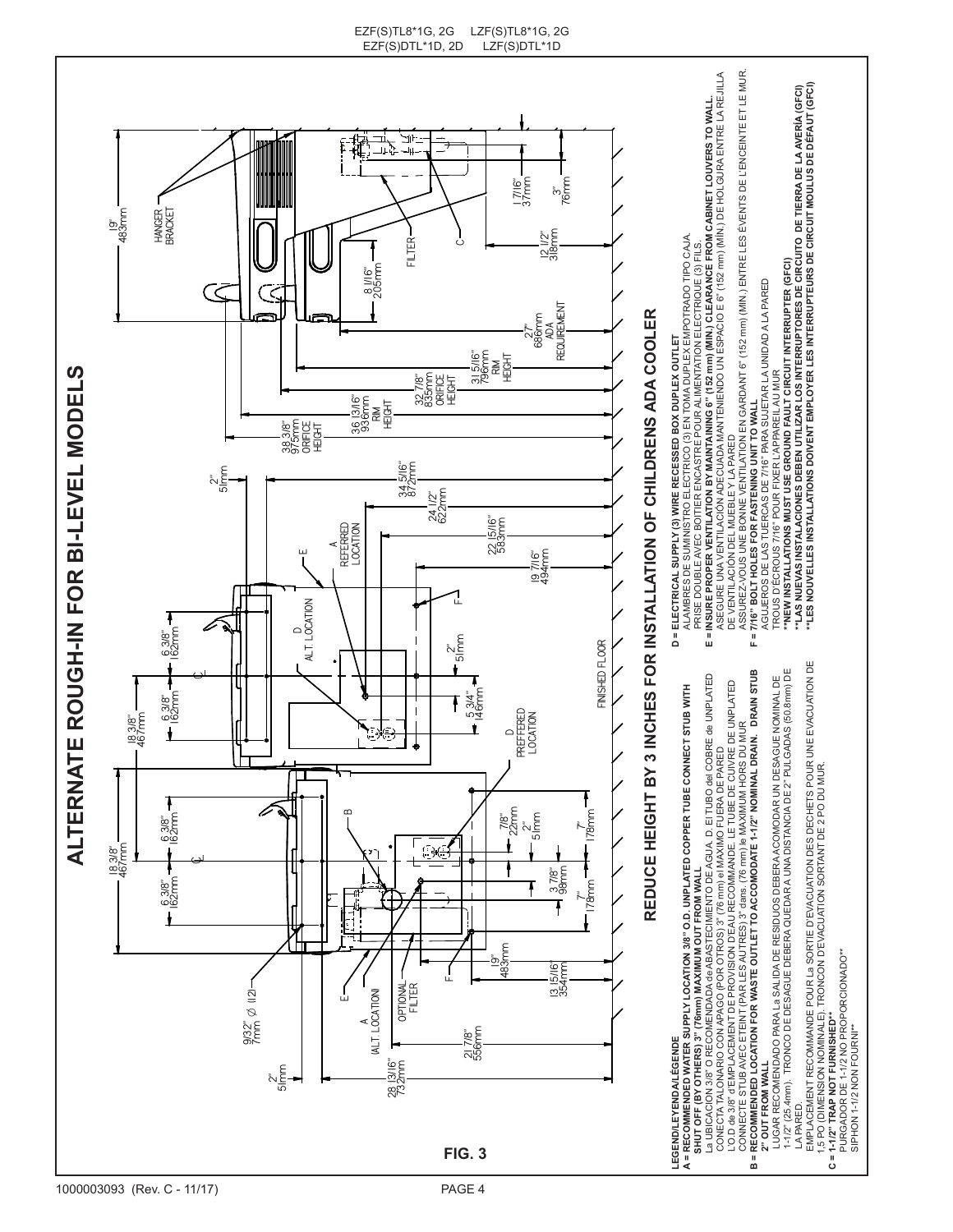EZF(S)TL8*1G, 2G LZF(S)TL8*1G, 2G
EZF(S)DTL*1D, 2D LZF(S)DTL*1D

# ALTERNATE ROUGH-IN FOR BI-LEVEL MODELS

## REDUCE HEIGHT BY 3 INCHES FOR INSTALLATION OF CHILDRENS ADA COOLER

FIG. 3

**LEGEND/LEYENDA/LÉGENDE**

**A = RECOMMENDED WATER SUPPLY LOCATION 3/8" O.D. UNPLATED COPPER TUBE CONNECT STUB WITH SHUT OFF (BY OTHERS) 3" (76mm) MAXIMUM OUT FROM WALL**
La UBICACIÓN 3/8" O RECOMENDADA de ABASTECIMIENTO DE AGUA. D. El TUBO del COBRE de UNPLATED CONECTA TALONARIO CON APAGO (POR OTROS) 3" (76 mm) el MAXIMO FUERA DE PARED
L'O.D de 3/8" d'EMPLACEMENT DE PROVISION D'EAU RECOMMANDE. LE TUBE DE CUIVRE DE UNPLATED CONNECTE STUB AVEC ETEINT (PAR LES AUTRES) 3" dans. (76 mm) le MAXIMUM HORS DU MUR

**B = RECOMMENDED LOCATION FOR WASTE OUTLET TO ACCOMODATE 1-1/2" NOMINAL DRAIN. DRAIN STUB 2" OUT FROM WALL**
LUGAR RECOMENDADO PARA La SALIDA DE RESIDUOS DEBERA ACOMODAR UN DESAGUE NOMINAL DE 1-1/2" (25.4mm). TRONCO DE DESAGUE DEBERA QUEDAR A UNA DISTANCIA DE 2" PULGADAS (50.8mm) DE LA PARED.
EMPLACEMENT RECOMMANDE POUR La SORTIE D'EVACUATION DES DECHETS POUR UNE EVACUATION DE 1,5 PO (DIMENSION NOMINALE). TRONCON D'EVACUATION SORTANT DE 2 PO DU MUR.

**C = 1-1/2" TRAP NOT FURNISHED\*\***
PURGADOR DE 1-1/2 NO PROPORCIONADO\*\*
SIPHON 1-1/2 NON FOURNI\*\*

**D = ELECTRICAL SUPPLY (3) WIRE RECESSED BOX DUPLEX OUTLET**
ALAMBRES DE SUMINISTRO ELECTRICO (3) EN TOMA DUPLEX EMPOTRADO TIPO CAJA.
PRISE DOUBLE AVEC BOITIER ENCASTRE POUR ALIMENTATION ELECTRIQUE (3) FILS.

**E = INSURE PROPER VENTILATION BY MAINTAINING 6" (152 mm) (MIN.) CLEARANCE FROM CABINET LOUVERS TO WALL.**
ASEGURE UNA VENTILACIÓN ADECUADA MANTENIENDO UN ESPACIO E 6" (152 mm) (MÍN.) DE HOLGURA ENTRE LA REJILLA DE VENTILACIÓN DEL MUEBLE Y LA PARED
ASSUREZ-VOUS UNE BONNE VENTILATION EN GARDANT 6" (152 mm) (MIN.) ENTRE LES ÉVENTS DE L'ENCEINTE ET LE MUR.

**F = 7/16" BOLT HOLES FOR FASTENING UNIT TO WALL**
AGUJEROS DE LAS TUERCAS DE 7/16" PARA SUJETAR LA UNIDAD A LA PARED
TROUS D'ÉCROUS 7/16" POUR FIXER L'APPAREIL AU MUR

**\*\*NEW INSTALLATIONS MUST USE GROUND FAULT CIRCUIT INTERRUPTER (GFCI)**
**\*\*LAS NUEVAS INSTALACIONES DEBEN UTILIZAR LOS INTERRUPTORES DE CIRCUITO DE TIERRA DE LA AVERÍA (GFCI)**
**\*\*LES NOUVELLES INSTALLATIONS DOIVENT EMPLOYER LES INTERRUPTEURS DE CIRCUIT MOULUS DE DÉFAUT (GFCI)**

1000003093 (Rev. C - 11/17)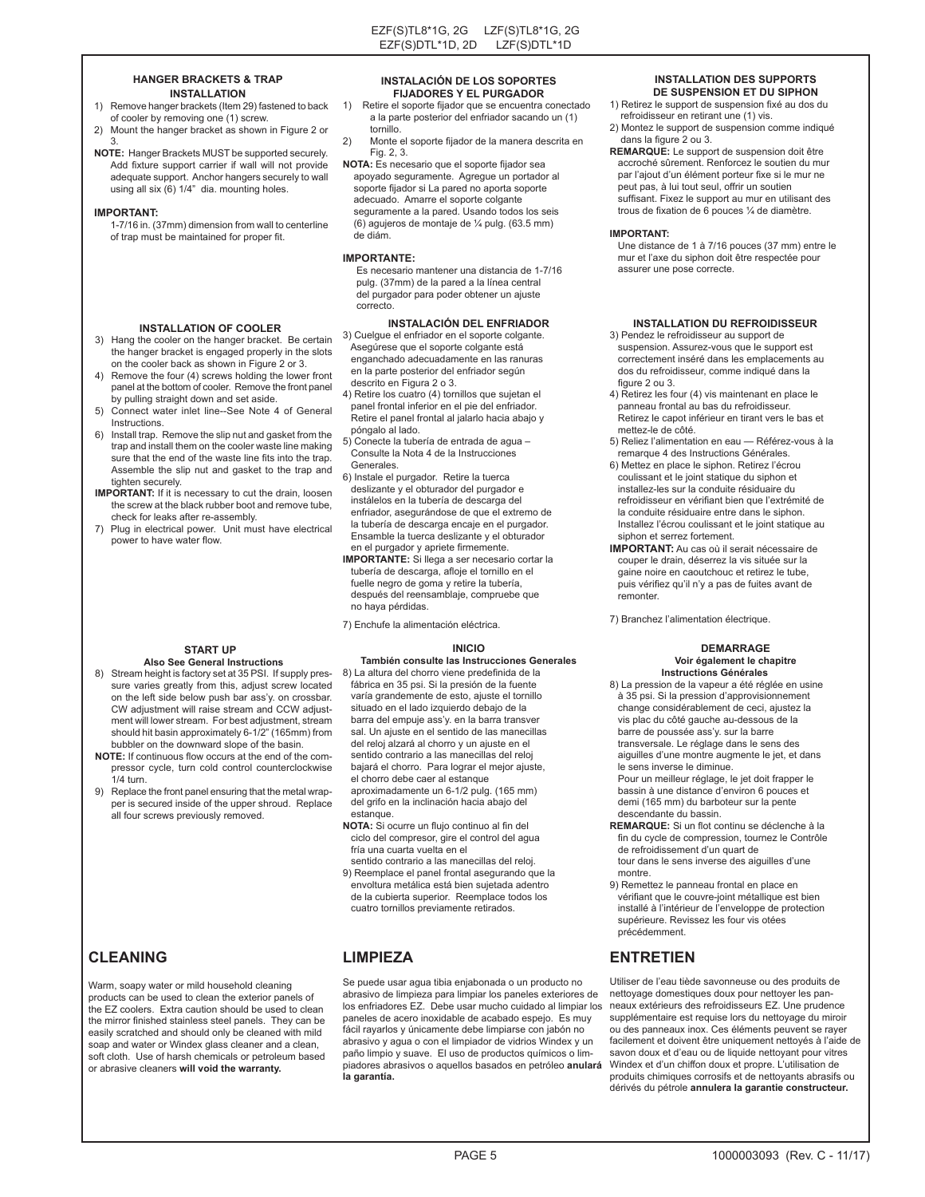### HANGER BRACKETS & TRAP INSTALLATION

1) Remove hanger brackets (Item 29) fastened to back of cooler by removing one (1) screw.
2) Mount the hanger bracket as shown in Figure 2 or 3.

**NOTE:** Hanger Brackets MUST be supported securely. Add fixture support carrier if wall will not provide adequate support. Anchor hangers securely to wall using all six (6) 1/4" dia. mounting holes.

**IMPORTANT:**
1-7/16 in. (37mm) dimension from wall to centerline of trap must be maintained for proper fit.

### INSTALLATION OF COOLER

3) Hang the cooler on the hanger bracket. Be certain the hanger bracket is engaged properly in the slots on the cooler back as shown in Figure 2 or 3.
4) Remove the four (4) screws holding the lower front panel at the bottom of cooler. Remove the front panel by pulling straight down and set aside.
5) Connect water inlet line--See Note 4 of General Instructions.
6) Install trap. Remove the slip nut and gasket from the trap and install them on the cooler waste line making sure that the end of the waste line fits into the trap. Assemble the slip nut and gasket to the trap and tighten securely.

**IMPORTANT:** If it is necessary to cut the drain, loosen the screw at the black rubber boot and remove tube, check for leaks after re-assembly.

7) Plug in electrical power. Unit must have electrical power to have water flow.

### START UP
**Also See General Instructions**

8) Stream height is factory set at 35 PSI. If supply pressure varies greatly from this, adjust screw located on the left side below push bar ass'y. on crossbar. CW adjustment will raise stream and CCW adjustment will lower stream. For best adjustment, stream should hit basin approximately 6-1/2" (165mm) from bubbler on the downward slope of the basin.

**NOTE:** If continuous flow occurs at the end of the compressor cycle, turn cold control counterclockwise 1/4 turn.

9) Replace the front panel ensuring that the metal wrapper is secured inside of the upper shroud. Replace all four screws previously removed.

## CLEANING

Warm, soapy water or mild household cleaning products can be used to clean the exterior panels of the EZ coolers. Extra caution should be used to clean the mirror finished stainless steel panels. They can be easily scratched and should only be cleaned with mild soap and water or Windex glass cleaner and a clean, soft cloth. Use of harsh chemicals or petroleum based or abrasive cleaners **will void the warranty.**

### INSTALACIÓN DE LOS SOPORTES FIJADORES Y EL PURGADOR

1) Retire el soporte fijador que se encuentra conectado a la parte posterior del enfriador sacando un (1) tornillo.
2) Monte el soporte fijador de la manera descrita en Fig. 2, 3.

**NOTA:** Es necesario que el soporte fijador sea apoyado seguramente. Agregue un portador al soporte fijador si La pared no aporta soporte adecuado. Amarre el soporte colgante seguramente a la pared. Usando todos los seis (6) agujeros de montaje de ¼ pulg. (63.5 mm) de diám.

**IMPORTANTE:**
Es necesario mantener una distancia de 1-7/16 pulg. (37mm) de la pared a la línea central del purgador para poder obtener un ajuste correcto.

### INSTALACIÓN DEL ENFRIADOR

3) Cuelgue el enfriador en el soporte colgante. Asegúrese que el soporte colgante está enganchado adecuadamente en las ranuras en la parte posterior del enfriador según descrito en Figura 2 o 3.
4) Retire los cuatro (4) tornillos que sujetan el panel frontal inferior en el pie del enfriador. Retire el panel frontal al jalarlo hacia abajo y póngalo al lado.
5) Conecte la tubería de entrada de agua – Consulte la Nota 4 de la Instrucciones Generales.
6) Instale el purgador. Retire la tuerca deslizante y el obturador del purgador e instálelos en la tubería de descarga del enfriador, asegurándose de que el extremo de la tubería de descarga encaje en el purgador. Ensamble la tuerca deslizante y el obturador en el purgador y apriete firmemente.

**IMPORTANTE:** Si llega a ser necesario cortar la tubería de descarga, afloje el tornillo en el fuelle negro de goma y retire la tubería, después del reensamblaje, compruebe que no haya pérdidas.

7) Enchufe la alimentación eléctrica.

### INICIO
**También consulte las Instrucciones Generales**

8) La altura del chorro viene predefinida de la fábrica en 35 psi. Si la presión de la fuente varía grandemente de esto, ajuste el tornillo situado en el lado izquierdo debajo de la barra del empuje ass'y. en la barra transver sal. Un ajuste en el sentido de las manecillas del reloj alzará al chorro y un ajuste en el sentido contrario a las manecillas del reloj bajará el chorro. Para lograr el mejor ajuste, el chorro debe caer al estanque aproximadamente un 6-1/2 pulg. (165 mm) del grifo en la inclinación hacia abajo del estanque.

**NOTA:** Si ocurre un flujo continuo al fin del ciclo del compresor, gire el control del agua fría una cuarta vuelta en el sentido contrario a las manecillas del reloj.

9) Reemplace el panel frontal asegurando que la envoltura metálica está bien sujetada adentro de la cubierta superior. Reemplace todos los cuatro tornillos previamente retirados.

## LIMPIEZA

Se puede usar agua tibia enjabonada o un producto no abrasivo de limpieza para limpiar los paneles exteriores de los enfriadores EZ. Debe usar mucho cuidado al limpiar los paneles de acero inoxidable de acabado espejo. Es muy fácil rayarlos y únicamente debe limpiarse con jabón no abrasivo y agua o con el limpiador de vidrios Windex y un paño limpio y suave. El uso de productos químicos o limpiadores abrasivos o aquellos basados en petróleo **anulará la garantía.**

### INSTALLATION DES SUPPORTS DE SUSPENSION ET DU SIPHON

1) Retirez le support de suspension fixé au dos du refroidisseur en retirant une (1) vis.
2) Montez le support de suspension comme indiqué dans la figure 2 ou 3.

**REMARQUE:** Le support de suspension doit être accroché sûrement. Renforcez le soutien du mur par l'ajout d'un élément porteur fixe si le mur ne peut pas, à lui tout seul, offrir un soutien suffisant. Fixez le support au mur en utilisant des trous de fixation de 6 pouces ¼ de diamètre.

**IMPORTANT:**
Une distance de 1 à 7/16 pouces (37 mm) entre le mur et l'axe du siphon doit être respectée pour assurer une pose correcte.

### INSTALLATION DU REFROIDISSEUR

3) Pendez le refroidisseur au support de suspension. Assurez-vous que le support est correctement inséré dans les emplacements au dos du refroidisseur, comme indiqué dans la figure 2 ou 3.
4) Retirez les four (4) vis maintenant en place le panneau frontal au bas du refroidisseur. Retirez le capot inférieur en tirant vers le bas et mettez-le de côté.
5) Reliez l'alimentation en eau — Référez-vous à la remarque 4 des Instructions Générales.
6) Mettez en place le siphon. Retirez l'écrou coulissant et le joint statique du siphon et installez-les sur la conduite résiduaire du refroidisseur en vérifiant bien que l'extrémité de la conduite résiduaire entre dans le siphon. Installez l'écrou coulissant et le joint statique au siphon et serrez fortement.

**IMPORTANT:** Au cas où il serait nécessaire de couper le drain, déserrez la vis située sur la gaine noire en caoutchouc et retirez le tube, puis vérifiez qu'il n'y a pas de fuites avant de remonter.

7) Branchez l'alimentation électrique.

### DEMARRAGE
**Voir également le chapitre Instructions Générales**

8) La pression de la vapeur a été réglée en usine à 35 psi. Si la pression d'approvisionnement change considérablement de ceci, ajustez la vis plac du côté gauche au-dessous de la barre de poussée ass'y. sur la barre transversale. Le réglage dans le sens des aiguilles d'une montre augmente le jet, et dans le sens inverse le diminue.
Pour un meilleur réglage, le jet doit frapper le bassin à une distance d'environ 6 pouces et demi (165 mm) du barboteur sur la pente descendante du bassin.

**REMARQUE:** Si un flot continu se déclenche à la fin du cycle de compression, tournez le Contrôle de refroidissement d'un quart de tour dans le sens inverse des aiguilles d'une montre.

9) Remettez le panneau frontal en place en vérifiant que le couvre-joint métallique est bien installé à l'intérieur de l'enveloppe de protection supérieure. Revissez les four vis otées précédemment.

## ENTRETIEN

Utiliser de l'eau tiède savonneuse ou des produits de nettoyage domestiques doux pour nettoyer les panneaux extérieurs des refroidisseurs EZ. Une prudence supplémentaire est requise lors du nettoyage du miroir ou des panneaux inox. Ces éléments peuvent se rayer facilement et doivent être uniquement nettoyés à l'aide de savon doux et d'eau ou de liquide nettoyant pour vitres Windex et d'un chiffon doux et propre. L'utilisation de produits chimiques corrosifs et de nettoyants abrasifs ou dérivés du pétrole **annulera la garantie constructeur.**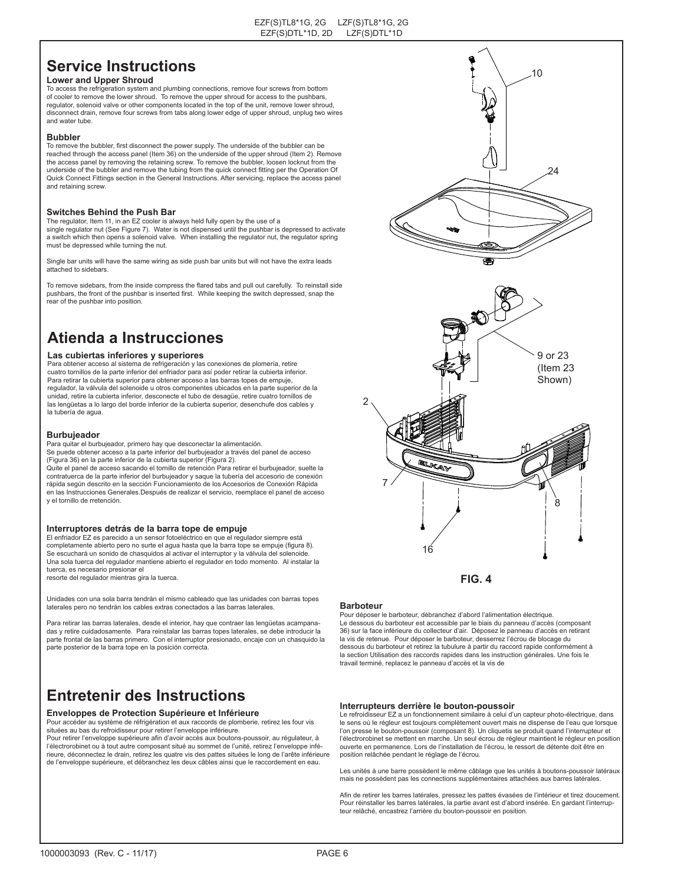# Service Instructions

### Lower and Upper Shroud

To access the refrigeration system and plumbing connections, remove four screws from bottom of cooler to remove the lower shroud. To remove the upper shroud for access to the pushbars, regulator, solenoid valve or other components located in the top of the unit, remove lower shroud, disconnect drain, remove four screws from tabs along lower edge of upper shroud, unplug two wires and water tube.

### Bubbler

To remove the bubbler, first disconnect the power supply. The underside of the bubbler can be reached through the access panel (Item 36) on the underside of the upper shroud (Item 2). Remove the access panel by removing the retaining screw. To remove the bubbler, loosen locknut from the underside of the bubbler and remove the tubing from the quick connect fitting per the Operation Of Quick Connect Fittings section in the General Instructions. After servicing, replace the access panel and retaining screw.

### Switches Behind the Push Bar

The regulator, Item 11, in an EZ cooler is always held fully open by the use of a single regulator nut (See Figure 7). Water is not dispensed until the pushbar is depressed to activate a switch which then opens a solenoid valve. When installing the regulator nut, the regulator spring must be depressed while turning the nut.

Single bar units will have the same wiring as side push bar units but will not have the extra leads attached to sidebars.

To remove sidebars, from the inside compress the flared tabs and pull out carefully. To reinstall side pushbars, the front of the pushbar is inserted first. While keeping the switch depressed, snap the rear of the pushbar into position.

# Atienda a Instrucciones

### Las cubiertas inferiores y superiores

Para obtener acceso al sistema de refrigeración y las conexiones de plomería, retire cuatro tornillos de la parte inferior del enfriador para así poder retirar la cubierta inferior. Para retirar la cubierta superior para obtener acceso a las barras topes de empuje, regulador, la válvula del solenoide u otros componentes ubicados en la parte superior de la unidad, retire la cubierta inferior, desconecte el tubo de desagüe, retire cuatro tornillos de las lengüetas a lo largo del borde inferior de la cubierta superior, desenchufe dos cables y la tubería de agua.

### Burbujeador

Para quitar el burbujeador, primero hay que desconectar la alimentación. Se puede obtener acceso a la parte inferior del burbujeador a través del panel de acceso (Figura 36) en la parte inferior de la cubierta superior (Figura 2). Quite el panel de acceso sacando el tornillo de retención Para retirar el burbujeador, suelte la contratuerca de la parte inferior del burbujeador y saque la tubería del accesorio de conexión rápida según descrito en la sección Funcionamiento de los Accesorios de Conexión Rápida en las Instrucciones Generales.Después de realizar el servicio, reemplace el panel de acceso y el tornillo de rretención.

### Interruptores detrás de la barra tope de empuje

El enfriador EZ es parecido a un sensor fotoeléctrico en que el regulador siempre está completamente abierto pero no surte el agua hasta que la barra tope se empuje (figura 8). Se escuchará un sonido de chasquidos al activar el interruptor y la válvula del solenoide. Una sola tuerca del regulador mantiene abierto el regulador en todo momento. Al instalar la tuerca, es necesario presionar el resorte del regulador mientras gira la tuerca.

Unidades con una sola barra tendrán el mismo cableado que las unidades con barras topes laterales pero no tendrán los cables extras conectados a las barras laterales.

Para retirar las barras laterales, desde el interior, hay que contraer las lengüetas acampanadas y retire cuidadosamente. Para reinstalar las barras topes laterales, se debe introducir la parte frontal de las barras primero. Con el interruptor presionado, encaje con un chasquido la parte posterior de la barra tope en la posición correcta.

10

24

9 or 23 (Item 23 Shown)

2

7

8

16

**FIG. 4**

### Barboteur

Pour déposer le barboteur, débranchez d'abord l'alimentation électrique. Le dessous du barboteur est accessible par le biais du panneau d'accès (composant 36) sur la face inférieure du collecteur d'air. Déposez le panneau d'accès en retirant la vis de retenue. Pour déposer le barboteur, desserrez l'écrou de blocage du dessous du barboteur et retirez la tubulure à partir du raccord rapide conformément à la section Utilisation des raccords rapides dans les instruction générales. Une fois le travail terminé, replacez le panneau d'accès et la vis de

# Entretenir des Instructions

### Enveloppes de Protection Supérieure et Inférieure

Pour accéder au système de réfrigération et aux raccords de plomberie, retirez les four vis situées au bas du refroidisseur pour retirer l'enveloppe inférieure. Pour retirer l'enveloppe supérieure afin d'avoir accès aux boutons-poussoir, au régulateur, à l'électrorobinet ou à tout autre composant situé au sommet de l'unité, retirez l'enveloppe inférieure, déconnectez le drain, retirez les quatre vis des pattes situées le long de l'arête inférieure de l'enveloppe supérieure, et débranchez les deux câbles ainsi que le raccordement en eau.

### Interrupteurs derrière le bouton-poussoir

Le refroidisseur EZ a un fonctionnement similaire à celui d'un capteur photo-électrique, dans le sens où le régleur est toujours complètement ouvert mais ne dispense de l'eau que lorsque l'on presse le bouton-poussoir (composant 8). Un cliquetis se produit quand l'interrupteur et l'électrorobinet se mettent en marche. Un seul écrou de régleur maintient le régleur en position ouverte en permanence. Lors de l'installation de l'écrou, le ressort de détente doit être en position relâchée pendant le réglage de l'écrou.

Les unités à une barre possèdent le même câblage que les unités à boutons-poussoir latéraux mais ne possèdent pas les connections supplémentaires attachées aux barres latérales.

Afin de retirer les barres latérales, pressez les pattes évasées de l'intérieur et tirez doucement. Pour réinstaller les barres latérales, la partie avant est d'abord insérée. En gardant l'interrupteur relâché, encastrez l'arrière du bouton-poussoir en position.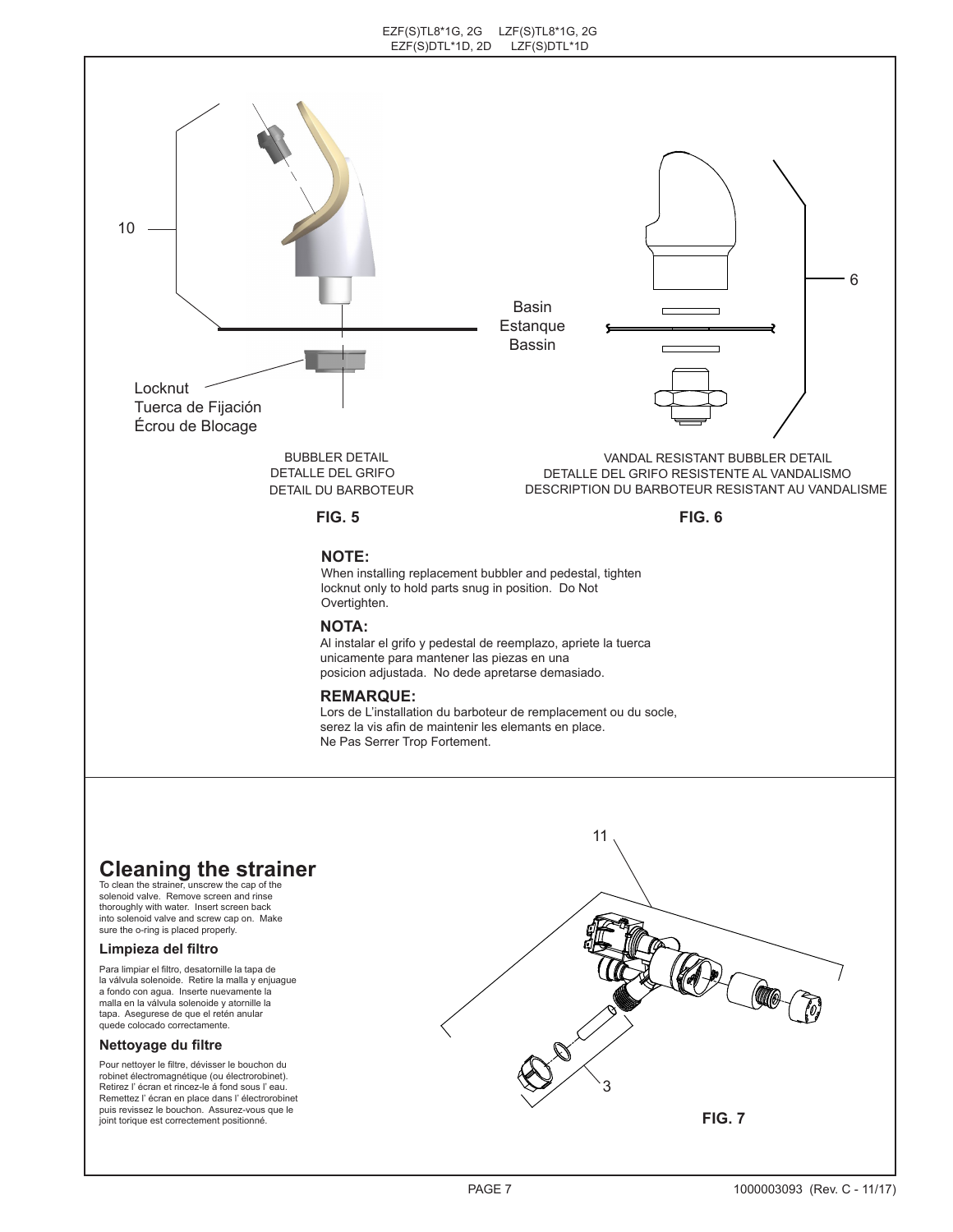10

Locknut
Tuerca de Fijación
Écrou de Blocage

Basin
Estanque
Bassin

6

BUBBLER DETAIL
DETALLE DEL GRIFO
DETAIL DU BARBOTEUR

**FIG. 5**

VANDAL RESISTANT BUBBLER DETAIL
DETALLE DEL GRIFO RESISTENTE AL VANDALISMO
DESCRIPTION DU BARBOTEUR RESISTANT AU VANDALISME

**FIG. 6**

**NOTE:**
When installing replacement bubbler and pedestal, tighten locknut only to hold parts snug in position. Do Not Overtighten.

**NOTA:**
Al instalar el grifo y pedestal de reemplazo, apriete la tuerca unicamente para mantener las piezas en una posicion adjustada. No dede apretarse demasiado.

**REMARQUE:**
Lors de L'installation du barboteur de remplacement ou du socle, serez la vis afin de maintenir les elemants en place. Ne Pas Serrer Trop Fortement.

## Cleaning the strainer

To clean the strainer, unscrew the cap of the solenoid valve. Remove screen and rinse thoroughly with water. Insert screen back into solenoid valve and screw cap on. Make sure the o-ring is placed properly.

### Limpieza del filtro

Para limpiar el filtro, desatornille la tapa de la válvula solenoide. Retire la malla y enjuague a fondo con agua. Inserte nuevamente la malla en la válvula solenoide y atornille la tapa. Asegurese de que el retén anular quede colocado correctamente.

### Nettoyage du filtre

Pour nettoyer le filtre, dévisser le bouchon du robinet électromagnétique (ou électrorobinet). Retirez l' écran et rincez-le á fond sous l' eau. Remettez l' écran en place dans l' électrorobinet puis revissez le bouchon. Assurez-vous que le joint torique est correctement positionné.

11

3

**FIG. 7**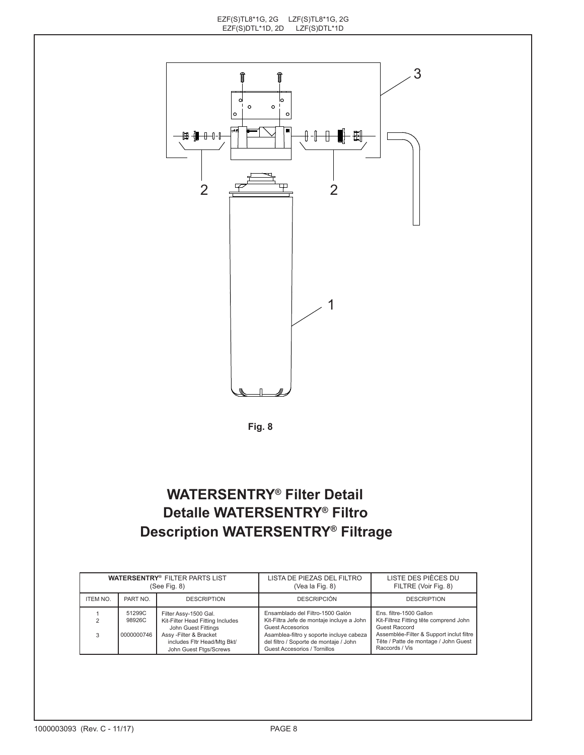Fig. 8

# WATERSENTRY® Filter Detail
# Detalle WATERSENTRY® Filtro
# Description WATERSENTRY® Filtrage

| WATERSENTRY® FILTER PARTS LIST (See Fig. 8) | | | LISTA DE PIEZAS DEL FILTRO (Vea la Fig. 8) | LISTE DES PIÈCES DU FILTRE (Voir Fig. 8) |
|---|---|---|---|---|
| ITEM NO. | PART NO. | DESCRIPTION | DESCRIPCIÓN | DESCRIPTION |
| 1 | 51299C | Filter Assy-1500 Gal. | Ensamblado del Filtro-1500 Galón | Ens. filtre-1500 Gallon |
| 2 | 98926C | Kit-Filter Head Fitting Includes John Guest Fittings | Kit-Filtra Jefe de montaje incluye a John Guest Accesorios | Kit-Filtrez Fitting tête comprend John Guest Raccord |
| 3 | 0000000746 | Assy -Filter & Bracket includes Fltr Head/Mtg Bkt/ John Guest Ftgs/Screws | Asamblea-filtro y soporte incluye cabeza del filtro / Soporte de montaje / John Guest Accesorios / Tornillos | Assemblée-Filter & Support inclut filtre Tête / Patte de montage / John Guest Raccords / Vis |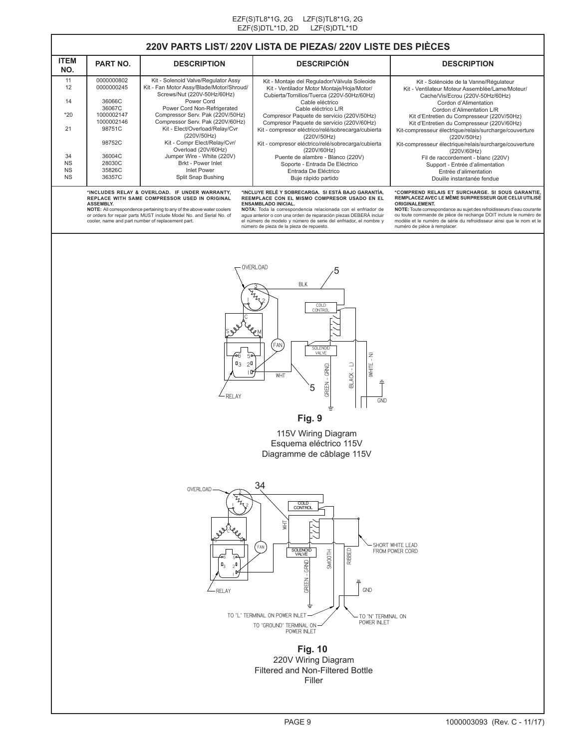## 220V PARTS LIST/ 220V LISTA DE PIEZAS/ 220V LISTE DES PIÈCES

| ITEM NO. | PART NO. | DESCRIPTION | DESCRIPCIÓN | DESCRIPTION |
|---|---|---|---|---|
| 11 | 0000000802 | Kit - Solenoid Valve/Regulator Assy | Kit - Montaje del Regulador/Válvula Soleoide | Kit - Solénoide de la Vanne/Régulateur |
| 12 | 0000000245 | Kit - Fan Motor Assy/Blade/Motor/Shroud/ Screws/Nut (220V-50Hz/60Hz) | Kit - Ventilador Motor Montaje/Hoja/Motor/ Cubierta/Tornillos/Tuerca (220V-50Hz/60Hz) | Kit - Ventilateur Moteur Assemblée/Lame/Moteur/ Cache/Vis/Ecrou (220V-50Hz/60Hz) |
| 14 | 36066C | Power Cord | Cable eléctrico | Cordon d'Alimentation |
| | 36067C | Power Cord Non-Refrigerated | Cable eléctrico L/R | Cordon d'Alimentation L/R |
| *20 | 1000002147 | Compressor Serv. Pak (220V/50Hz) | Compresor Paquete de servicio (220V/50Hz) | Kit d'Entretien du Compresseur (220V/50Hz) |
| | 1000002146 | Compressor Serv. Pak (220V/60Hz) | Compresor Paquete de servicio (220V/60Hz) | Kit d'Entretien du Compresseur (220V/60Hz) |
| 21 | 98751C | Kit - Elect/Overload/Relay/Cvr (220V/50Hz) | Kit - compresor eléctrico/relé/sobrecarga/cubierta (220V/50Hz) | Kit-compresseur électrique/relais/surcharge/couverture (220V/50Hz) |
| | 98752C | Kit - Compr Elect/Relay/Cvr/ Overload (20V/60Hz) | Kit - compresor eléctrico/relé/sobrecarga/cubierta (220V/60Hz) | Kit-compresseur électrique/relais/surcharge/couverture (220V/60Hz) |
| 34 | 36004C | Jumper Wire - White (220V) | Puente de alambre - Blanco (220V) | Fil de raccordement - blanc (220V) |
| NS | 28030C | Brkt - Power Inlet | Soporte - Entrada De Eléctrico | Support - Entrée d'alimentation |
| NS | 35826C | Inlet Power | Entrada De Eléctrico | Entrée d'alimentation |
| NS | 36357C | Split Snap Bushing | Buje rápido partido | Douille instantanée fendue |

**\*INCLUDES RELAY & OVERLOAD. IF UNDER WARRANTY, REPLACE WITH SAME COMPRESSOR USED IN ORIGINAL ASSEMBLY.**
**NOTE:** All correspondence pertaining to any of the above water coolers or orders for repair parts MUST include Model No. and Serial No. of cooler, name and part number of replacement part.

**\*INCLUYE RELÉ Y SOBRECARGA. SI ESTÁ BAJO GARANTÍA, REEMPLACE CON EL MISMO COMPRESOR USADO EN EL ENSAMBLADO INICIAL.**
**NOTA:** Toda la correspondencia relacionada con el enfriador de agua anterior o con una orden de reparación piezas DEBERÁ incluir el número de modelo y número de serie del enfriador, el nombre y número de pieza de la pieza de repuesto.

**\*COMPREND RELAIS ET SURCHARGE. SI SOUS GARANTIE, REMPLACEZ AVEC LE MÊME SURPRESSEUR QUE CELUI UTILISÉ ORIGINALEMENT.**
**NOTE:** Toute correspondance au sujet des refroidisseurs d'eau courante ou toute commande de pièce de rechange DOIT inclure le numéro de modèle et le numéro de série du refroidisseur ainsi que le nom et le numéro de pièce à remplacer.

**Fig. 9**

115V Wiring Diagram
Esquema eléctrico 115V
Diagramme de câblage 115V

**Fig. 10**

220V Wiring Diagram
Filtered and Non-Filtered Bottle Filler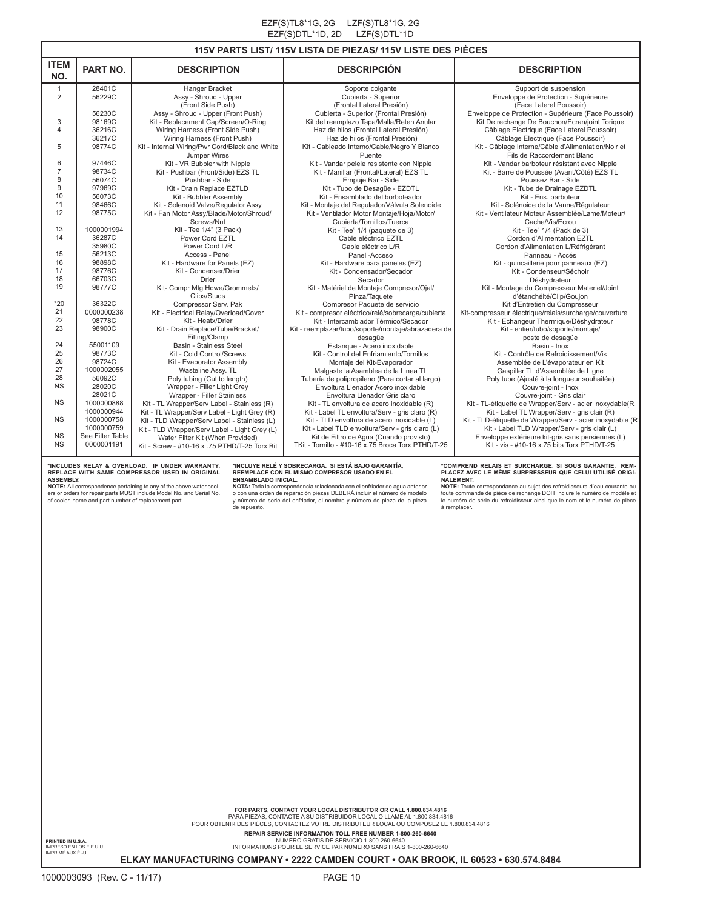EZF(S)TL8*1G, 2G  LZF(S)TL8*1G, 2G
EZF(S)DTL*1D, 2D  LZF(S)DTL*1D

## 115V PARTS LIST/ 115V LISTA DE PIEZAS/ 115V LISTE DES PIÈCES

| ITEM NO. | PART NO. | DESCRIPTION | DESCRIPCIÓN | DESCRIPTION |
|---|---|---|---|---|
| 1 | 28401C | Hanger Bracket | Soporte colgante | Support de suspension |
| 2 | 56229C | Assy - Shroud - Upper (Front Side Push) | Cubierta - Superior (Frontal Lateral Presión) | Enveloppe de Protection - Supérieure (Face Laterel Poussoir) |
| | 56230C | Assy - Shroud - Upper (Front Push) | Cubierta - Superior (Frontal Presión) | Enveloppe de Protection - Supérieure (Face Poussoir) |
| 3 | 98169C | Kit - Replacement Cap/Screen/O-Ring | Kit del reemplazo Tapa/Malla/Reten Anular | Kit De rechange De Bouchon/Ecran/joint Torique |
| 4 | 36216C | Wiring Harness (Front Side Push) | Haz de hilos (Frontal Lateral Presión) | Câblage Electrique (Face Laterel Poussoir) |
| | 36217C | Wiring Harness (Front Push) | Haz de hilos (Frontal Presión) | Câblage Electrique (Face Poussoir) |
| 5 | 98774C | Kit - Internal Wiring/Pwr Cord/Black and White Jumper Wires | Kit - Cableado Interno/Cable/Negro Y Blanco Puente | Kit - Câblage Interne/Câble d'Alimentation/Noir et Fils de Raccordement Blanc |
| 6 | 97446C | Kit - VR Bubbler with Nipple | Kit - Vandar pelele resistente con Nipple | Kit - Vandar barboteur résistant avec Nipple |
| 7 | 98734C | Kit - Pushbar (Front/Side) EZS TL | Kit - Manillar (Frontal/Lateral) EZS TL | Kit - Barre de Poussée (Avant/Côté) EZS TL |
| 8 | 56074C | Pushbar - Side | Empuje Bar - Side | Poussez Bar - Side |
| 9 | 97969C | Kit - Drain Replace EZTLD | Kit - Tubo de Desagüe - EZDTL | Kit - Tube de Drainage EZDTL |
| 10 | 56073C | Kit - Bubbler Assembly | Kit - Ensamblado del borboteador | Kit - Ens. barboteur |
| 11 | 98466C | Kit - Solenoid Valve/Regulator Assy | Kit - Montaje del Regulador/Válvula Solenoide | Kit - Solénoïde de la Vanne/Régulateur |
| 12 | 98775C | Kit - Fan Motor Assy/Blade/Motor/Shroud/ Screws/Nut | Kit - Ventilador Motor Montaje/Hoja/Motor/ Cubierta/Tornillos/Tuerca | Kit - Ventilateur Moteur Assemblée/Lame/Moteur/ Cache/Vis/Ecrou |
| 13 | 1000001994 | Kit - Tee 1/4" (3 Pack) | Kit - Tee" 1/4 (paquete de 3) | Kit - Tee" 1/4 (Pack de 3) |
| 14 | 36287C | Power Cord EZTL | Cable eléctrico EZTL | Cordon d'Alimentation EZTL |
| | 35980C | Power Cord L/R | Cable eléctrico L/R | Cordon d'Alimentation L/Réfrigérant |
| 15 | 56213C | Access - Panel | Panel -Acceso | Panneau - Accés |
| 16 | 98898C | Kit - Hardware for Panels (EZ) | Kit - Hardware para paneles (EZ) | Kit - quincaillerie pour panneaux (EZ) |
| 17 | 98776C | Kit - Condenser/Drier | Kit - Condensador/Secador | Kit - Condenseur/Séchoir |
| 18 | 66703C | Drier | Secador | Déshydrateur |
| 19 | 98777C | Kit- Compr Mtg Hdwe/Grommets/ Clips/Studs | Kit - Matériel de Montaje Compresor/Ojal/ Pinza/Taquete | Kit - Montage du Compresseur Materiel/Joint d'étanchéité/Clip/Goujon |
| *20 | 36322C | Compressor Serv. Pak | Compresor Paquete de servicio | Kit d'Entretien du Compresseur |
| 21 | 0000000238 | Kit - Electrical Relay/Overload/Cover | Kit - compresor eléctrico/relé/sobrecarga/cubierta | Kit-compresseur électrique/relais/surcharge/couverture |
| 22 | 98778C | Kit - Heatx/Drier | Kit - Intercambiador Térmico/Secador | Kit - Echangeur Thermique/Déshydrateur |
| 23 | 98900C | Kit - Drain Replace/Tube/Bracket/ Fitting/Clamp | Kit - reemplazar/tubo/soporte/montaje/abrazadera de desagüe | Kit - entier/tubo/soporte/montaje/ poste de desagüe |
| 24 | 55001109 | Basin - Stainless Steel | Estanque - Acero inoxidable | Basin - Inox |
| 25 | 98773C | Kit - Cold Control/Screws | Kit - Control del Enfriamiento/Tornillos | Kit - Contrôle de Refroidissement/Vis |
| 26 | 98724C | Kit - Evaporator Assembly | Montaje del Kit-Evaporador | Assemblée de L'évaporateur en Kit |
| 27 | 1000002055 | Wasteline Assy. TL | Malgaste la Asamblea de la Linea TL | Gaspiller TL d'Assemblée de Ligne |
| 28 | 56092C | Poly tubing (Cut to length) | Tubería de polipropileno (Para cortar al largo) | Poly tube (Ajusté à la longueur souhaitée) |
| NS | 28020C | Wrapper - Filler Light Grey | Envoltura Llenador Acero inoxidable | Couvre-joint - Inox |
| | 28021C | Wrapper - Filler Stainless | Envoltura Llenador Gris claro | Couvre-joint - Gris clair |
| NS | 1000000888 | Kit - TL Wrapper/Serv Label - Stainless (R) | Kit - TL envoltura de acero inoxidable (R) | Kit - TL-étiquette de Wrapper/Serv - acier inoxydable(R |
| | 1000000944 | Kit - TL Wrapper/Serv Label - Light Grey (R) | Kit - Label TL envoltura/Serv - gris claro (R) | Kit - Label TL Wrapper/Serv - gris clair (R) |
| NS | 1000000758 | Kit - TLD Wrapper/Serv Label - Stainless (L) | Kit - TLD envoltura de acero inoxidable (L) | Kit - TLD-étiquette de Wrapper/Serv - acier inoxydable (R |
| | 1000000759 | Kit - TLD Wrapper/Serv Label - Light Grey (L) | Kit - Label TLD envoltura/Serv - gris claro (L) | Kit - Label TLD Wrapper/Serv - gris clair (L) |
| NS | See Filter Table | Water Filter Kit (When Provided) | Kit de Filtro de Agua (Cuando provisto) | Enveloppe extérieure kit-gris sans persiennes (L) |
| NS | 0000001191 | Kit - Screw - #10-16 x .75 PTHD/T-25 Torx Bit | TKit - Tornillo - #10-16 x.75 Broca Torx PTHD/T-25 | Kit - vis - #10-16 x.75 bits Torx PTHD/T-25 |

**\*INCLUDES RELAY & OVERLOAD. IF UNDER WARRANTY, REPLACE WITH SAME COMPRESSOR USED IN ORIGINAL ASSEMBLY.**

**NOTE:** All correspondence pertaining to any of the above water coolers or orders for repair parts MUST include Model No. and Serial No. of cooler, name and part number of replacement part.

**\*INCLUYE RELÉ Y SOBRECARGA. SI ESTÁ BAJO GARANTÍA, REEMPLACE CON EL MISMO COMPRESOR USADO EN EL ENSAMBLADO INICIAL.**

**NOTA:** Toda la correspondencia relacionada con el enfriador de agua anterior o con una orden de reparación piezas DEBERÁ incluir el número de modelo y número de serie del enfriador, el nombre y número de pieza de la pieza de repuesto.

**\*COMPREND RELAIS ET SURCHARGE. SI SOUS GARANTIE, REMPLACEZ AVEC LE MÊME SURPRESSEUR QUE CELUI UTILISÉ ORIGINALEMENT.**

**NOTE:** Toute correspondance au sujet des refroidisseurs d'eau courante ou toute commande de pièce de rechange DOIT inclure le numéro de modèle et le numéro de série du refroidisseur ainsi que le nom et le numéro de pièce à remplacer.

**FOR PARTS, CONTACT YOUR LOCAL DISTRIBUTOR OR CALL 1.800.834.4816**
PARA PIEZAS, CONTACTE A SU DISTRIBUIDOR LOCAL O LLAME AL 1.800.834.4816
POUR OBTENIR DES PIÈCES, CONTACTEZ VOTRE DISTRIBUTEUR LOCAL OU COMPOSEZ LE 1.800.834.4816

**REPAIR SERVICE INFORMATION TOLL FREE NUMBER 1-800-260-6640**
NÚMERO GRATIS DE SERVICIO 1-800-260-6640
INFORMATIONS POUR LE SERVICE PAR NUMERO SANS FRAIS 1-800-260-6640

**PRINTED IN U.S.A.**
IMPRESO EN LOS E.E.U.U.
IMPRIMÉ AUX É.-U.

**ELKAY MANUFACTURING COMPANY • 2222 CAMDEN COURT • OAK BROOK, IL 60523 • 630.574.8484**

1000003093 (Rev. C - 11/17)